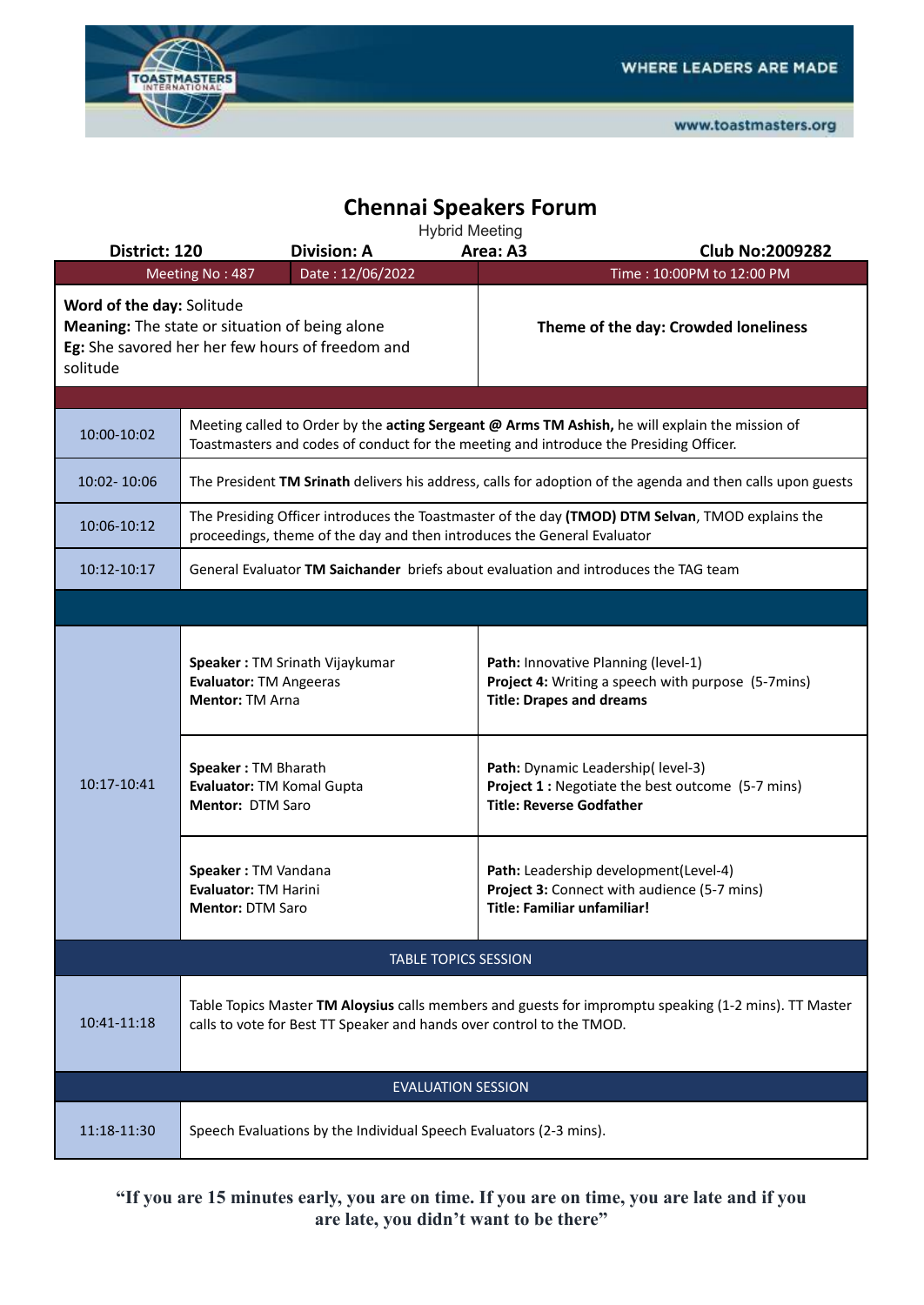WHERE LEADERS ARE MADE

www.toastmasters.org

# Chennai Speakers Forum

Hybrid Meeting

**District: 120** **Division: A** **Area: A3** **Club No:2009282**

| Meeting No : 487 | Date : 12/06/2022 | Time : 10:00PM to 12:00 PM |
|---|---|---|
| **Word of the day:** Solitude<br>**Meaning:** The state or situation of being alone<br>**Eg:** She savored her her few hours of freedom and solitude | | **Theme of the day: Crowded loneliness** |

| Time | Details | |
|---|---|---|
| 10:00-10:02 | Meeting called to Order by the **acting Sergeant @ Arms TM Ashish,** he will explain the mission of Toastmasters and codes of conduct for the meeting and introduce the Presiding Officer. | |
| 10:02- 10:06 | The President **TM Srinath** delivers his address, calls for adoption of the agenda and then calls upon guests | |
| 10:06-10:12 | The Presiding Officer introduces the Toastmaster of the day **(TMOD) DTM Selvan**, TMOD explains the proceedings, theme of the day and then introduces the General Evaluator | |
| 10:12-10:17 | General Evaluator **TM Saichander** briefs about evaluation and introduces the TAG team | |
| 10:17-10:41 | **Speaker :** TM Srinath Vijaykumar<br>**Evaluator:** TM Angeeras<br>**Mentor:** TM Arna | **Path:** Innovative Planning (level-1)<br>**Project 4:** Writing a speech with purpose (5-7mins)<br>**Title: Drapes and dreams** |
| | **Speaker :** TM Bharath<br>**Evaluator:** TM Komal Gupta<br>**Mentor:** DTM Saro | **Path:** Dynamic Leadership( level-3)<br>**Project 1 :** Negotiate the best outcome (5-7 mins)<br>**Title: Reverse Godfather** |
| | **Speaker :** TM Vandana<br>**Evaluator:** TM Harini<br>**Mentor:** DTM Saro | **Path:** Leadership development(Level-4)<br>**Project 3:** Connect with audience (5-7 mins)<br>**Title: Familiar unfamiliar!** |
| TABLE TOPICS SESSION | | |
| 10:41-11:18 | Table Topics Master **TM Aloysius** calls members and guests for impromptu speaking (1-2 mins). TT Master calls to vote for Best TT Speaker and hands over control to the TMOD. | |
| EVALUATION SESSION | | |
| 11:18-11:30 | Speech Evaluations by the Individual Speech Evaluators (2-3 mins). | |

**"If you are 15 minutes early, you are on time. If you are on time, you are late and if you are late, you didn't want to be there"**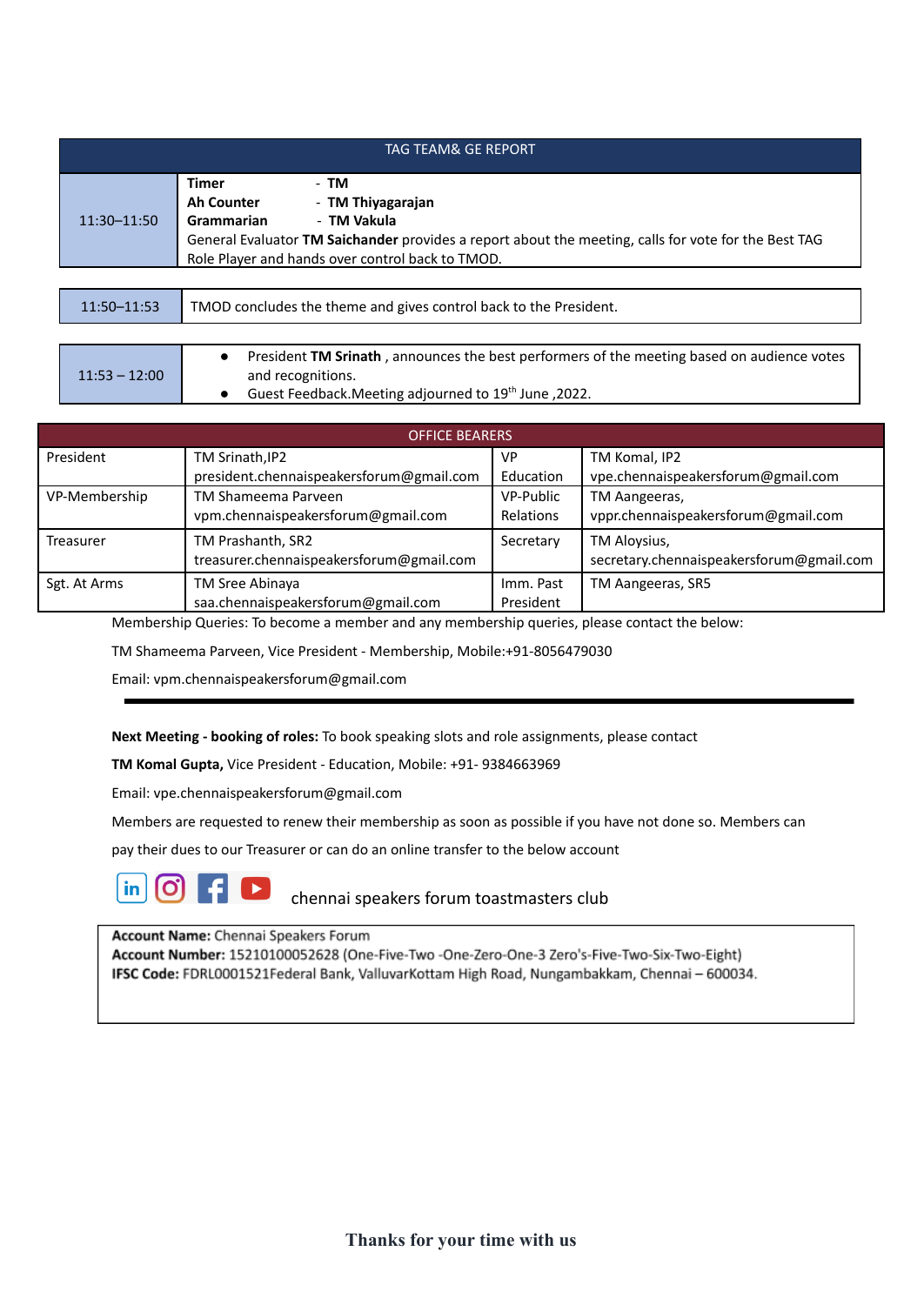| TAG TEAM& GE REPORT | |
|---|---|
| 11:30–11:50 | **Timer** - **TM**<br>**Ah Counter** - **TM Thiyagarajan**<br>**Grammarian** - **TM Vakula**<br>General Evaluator **TM Saichander** provides a report about the meeting, calls for vote for the Best TAG Role Player and hands over control back to TMOD. |

| | |
|---|---|
| 11:50–11:53 | TMOD concludes the theme and gives control back to the President. |

| | |
|---|---|
| 11:53 – 12:00 | • President **TM Srinath** , announces the best performers of the meeting based on audience votes and recognitions.<br>• Guest Feedback.Meeting adjourned to 19th June ,2022. |

| OFFICE BEARERS | | | |
|---|---|---|---|
| President | TM Srinath,IP2<br>president.chennaispeakersforum@gmail.com | VP Education | TM Komal, IP2<br>vpe.chennaispeakersforum@gmail.com |
| VP-Membership | TM Shameema Parveen<br>vpm.chennaispeakersforum@gmail.com | VP-Public Relations | TM Aangeeras,<br>vppr.chennaispeakersforum@gmail.com |
| Treasurer | TM Prashanth, SR2<br>treasurer.chennaispeakersforum@gmail.com | Secretary | TM Aloysius,<br>secretary.chennaispeakersforum@gmail.com |
| Sgt. At Arms | TM Sree Abinaya<br>saa.chennaispeakersforum@gmail.com | Imm. Past President | TM Aangeeras, SR5 |

Membership Queries: To become a member and any membership queries, please contact the below:

TM Shameema Parveen, Vice President - Membership, Mobile:+91-8056479030

Email: vpm.chennaispeakersforum@gmail.com

---

**Next Meeting - booking of roles:** To book speaking slots and role assignments, please contact

**TM Komal Gupta,** Vice President - Education, Mobile: +91- 9384663969

Email: vpe.chennaispeakersforum@gmail.com

Members are requested to renew their membership as soon as possible if you have not done so. Members can pay their dues to our Treasurer or can do an online transfer to the below account

chennai speakers forum toastmasters club

**Account Name:** Chennai Speakers Forum
**Account Number:** 15210100052628 (One-Five-Two -One-Zero-One-3 Zero's-Five-Two-Six-Two-Eight)
**IFSC Code:** FDRL0001521Federal Bank, ValluvarKottam High Road, Nungambakkam, Chennai – 600034.

**Thanks for your time with us**